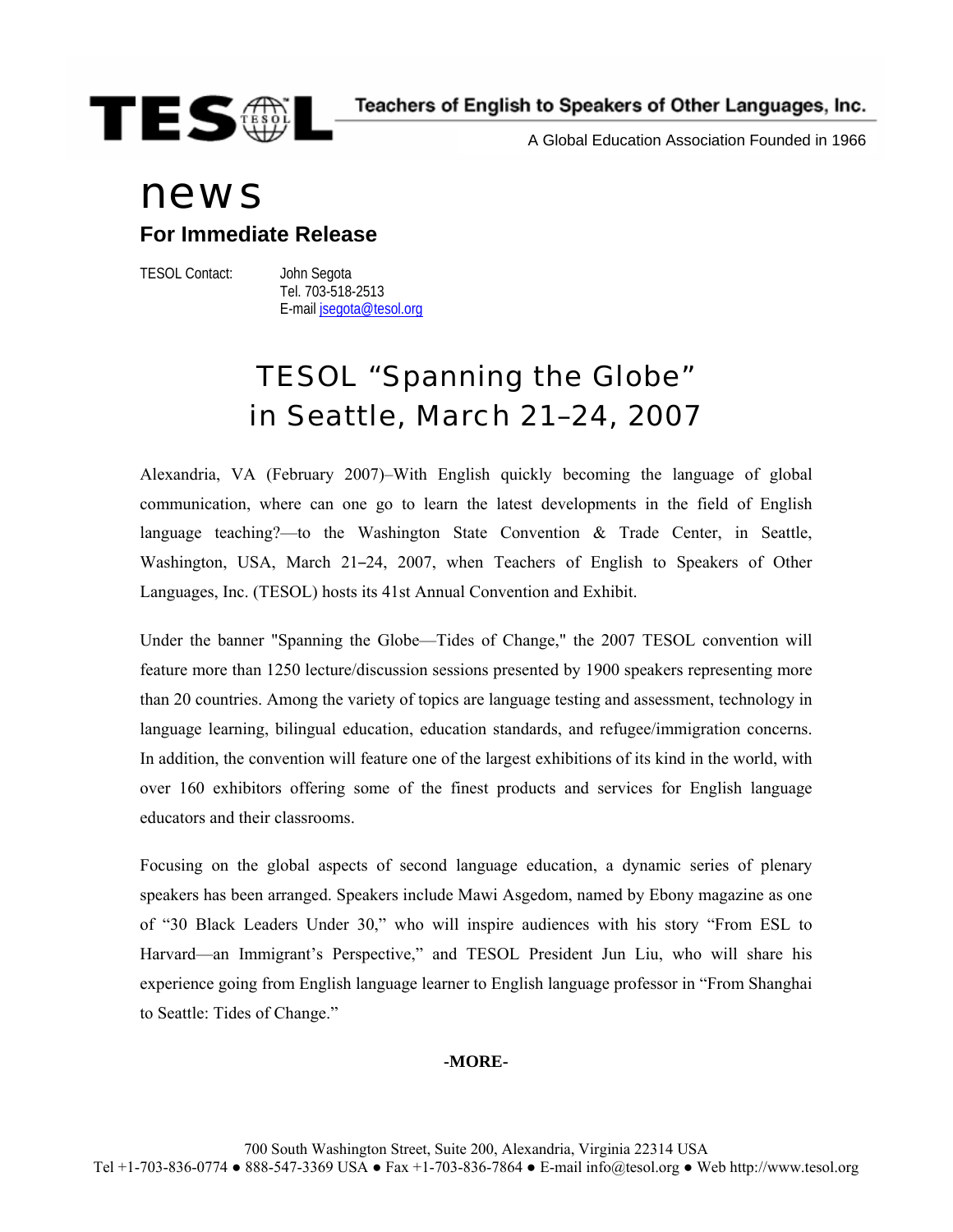TESOL

Teachers of English to Speakers of Other Languages, Inc.

A Global Education Association Founded in 1966

# news

## For Immediate Release

TESOL Contact: John Segota
Tel. 703-518-2513
E-mail jsegota@tesol.org

# TESOL "Spanning the Globe" in Seattle, March 21–24, 2007

Alexandria, VA (February 2007)–With English quickly becoming the language of global communication, where can one go to learn the latest developments in the field of English language teaching?—to the Washington State Convention & Trade Center, in Seattle, Washington, USA, March 21–24, 2007, when Teachers of English to Speakers of Other Languages, Inc. (TESOL) hosts its 41st Annual Convention and Exhibit.

Under the banner "Spanning the Globe—Tides of Change," the 2007 TESOL convention will feature more than 1250 lecture/discussion sessions presented by 1900 speakers representing more than 20 countries. Among the variety of topics are language testing and assessment, technology in language learning, bilingual education, education standards, and refugee/immigration concerns. In addition, the convention will feature one of the largest exhibitions of its kind in the world, with over 160 exhibitors offering some of the finest products and services for English language educators and their classrooms.

Focusing on the global aspects of second language education, a dynamic series of plenary speakers has been arranged. Speakers include Mawi Asgedom, named by Ebony magazine as one of "30 Black Leaders Under 30," who will inspire audiences with his story "From ESL to Harvard—an Immigrant's Perspective," and TESOL President Jun Liu, who will share his experience going from English language learner to English language professor in "From Shanghai to Seattle: Tides of Change."

**-MORE-**

700 South Washington Street, Suite 200, Alexandria, Virginia 22314 USA
Tel +1-703-836-0774 ● 888-547-3369 USA ● Fax +1-703-836-7864 ● E-mail info@tesol.org ● Web http://www.tesol.org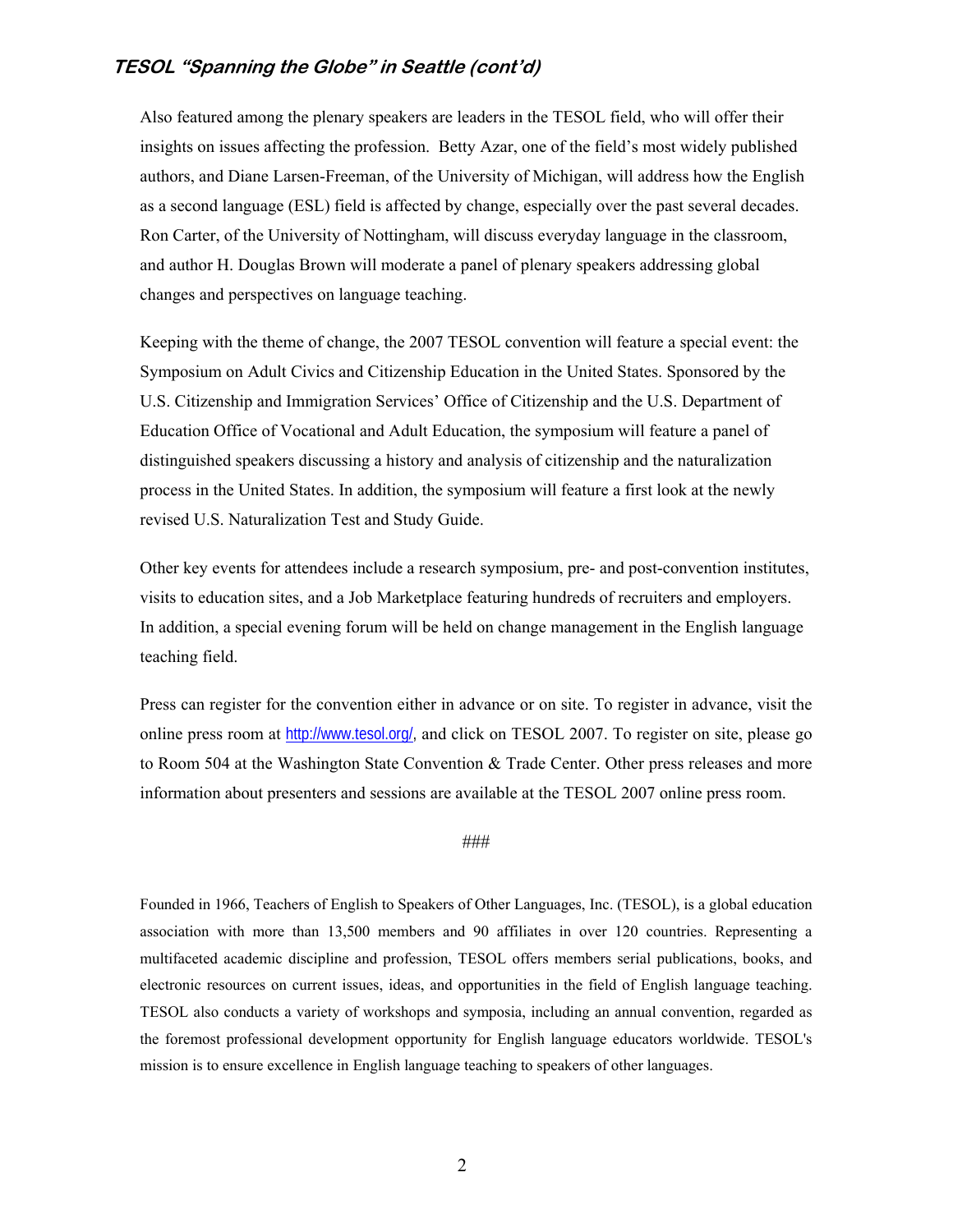## *TESOL "Spanning the Globe" in Seattle (cont'd)*

Also featured among the plenary speakers are leaders in the TESOL field, who will offer their insights on issues affecting the profession. Betty Azar, one of the field's most widely published authors, and Diane Larsen-Freeman, of the University of Michigan, will address how the English as a second language (ESL) field is affected by change, especially over the past several decades. Ron Carter, of the University of Nottingham, will discuss everyday language in the classroom, and author H. Douglas Brown will moderate a panel of plenary speakers addressing global changes and perspectives on language teaching.

Keeping with the theme of change, the 2007 TESOL convention will feature a special event: the Symposium on Adult Civics and Citizenship Education in the United States. Sponsored by the U.S. Citizenship and Immigration Services' Office of Citizenship and the U.S. Department of Education Office of Vocational and Adult Education, the symposium will feature a panel of distinguished speakers discussing a history and analysis of citizenship and the naturalization process in the United States. In addition, the symposium will feature a first look at the newly revised U.S. Naturalization Test and Study Guide.

Other key events for attendees include a research symposium, pre- and post-convention institutes, visits to education sites, and a Job Marketplace featuring hundreds of recruiters and employers. In addition, a special evening forum will be held on change management in the English language teaching field.

Press can register for the convention either in advance or on site. To register in advance, visit the online press room at http://www.tesol.org/, and click on TESOL 2007. To register on site, please go to Room 504 at the Washington State Convention & Trade Center. Other press releases and more information about presenters and sessions are available at the TESOL 2007 online press room.

###

Founded in 1966, Teachers of English to Speakers of Other Languages, Inc. (TESOL), is a global education association with more than 13,500 members and 90 affiliates in over 120 countries. Representing a multifaceted academic discipline and profession, TESOL offers members serial publications, books, and electronic resources on current issues, ideas, and opportunities in the field of English language teaching. TESOL also conducts a variety of workshops and symposia, including an annual convention, regarded as the foremost professional development opportunity for English language educators worldwide. TESOL's mission is to ensure excellence in English language teaching to speakers of other languages.